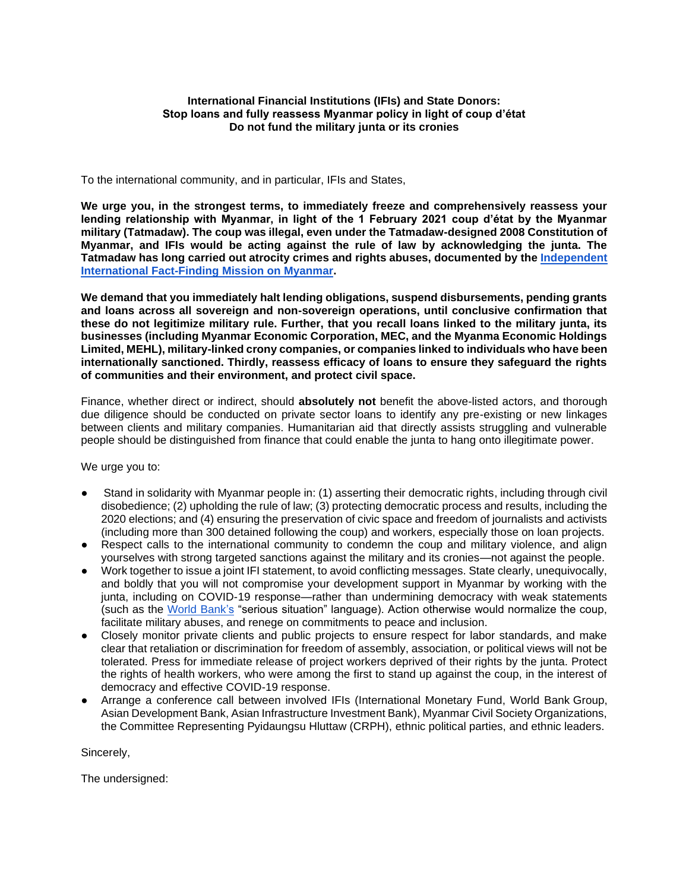**International Financial Institutions (IFIs) and State Donors:**
**Stop loans and fully reassess Myanmar policy in light of coup d'état**
**Do not fund the military junta or its cronies**

To the international community, and in particular, IFIs and States,

**We urge you, in the strongest terms, to immediately freeze and comprehensively reassess your lending relationship with Myanmar, in light of the 1 February 2021 coup d'état by the Myanmar military (Tatmadaw). The coup was illegal, even under the Tatmadaw-designed 2008 Constitution of Myanmar, and IFIs would be acting against the rule of law by acknowledging the junta. The Tatmadaw has long carried out atrocity crimes and rights abuses, documented by the Independent International Fact-Finding Mission on Myanmar.**

**We demand that you immediately halt lending obligations, suspend disbursements, pending grants and loans across all sovereign and non-sovereign operations, until conclusive confirmation that these do not legitimize military rule. Further, that you recall loans linked to the military junta, its businesses (including Myanmar Economic Corporation, MEC, and the Myanma Economic Holdings Limited, MEHL), military-linked crony companies, or companies linked to individuals who have been internationally sanctioned. Thirdly, reassess efficacy of loans to ensure they safeguard the rights of communities and their environment, and protect civil space.**

Finance, whether direct or indirect, should **absolutely not** benefit the above-listed actors, and thorough due diligence should be conducted on private sector loans to identify any pre-existing or new linkages between clients and military companies. Humanitarian aid that directly assists struggling and vulnerable people should be distinguished from finance that could enable the junta to hang onto illegitimate power.

We urge you to:

- Stand in solidarity with Myanmar people in: (1) asserting their democratic rights, including through civil disobedience; (2) upholding the rule of law; (3) protecting democratic process and results, including the 2020 elections; and (4) ensuring the preservation of civic space and freedom of journalists and activists (including more than 300 detained following the coup) and workers, especially those on loan projects.
- Respect calls to the international community to condemn the coup and military violence, and align yourselves with strong targeted sanctions against the military and its cronies—not against the people.
- Work together to issue a joint IFI statement, to avoid conflicting messages. State clearly, unequivocally, and boldly that you will not compromise your development support in Myanmar by working with the junta, including on COVID-19 response—rather than undermining democracy with weak statements (such as the World Bank's "serious situation" language). Action otherwise would normalize the coup, facilitate military abuses, and renege on commitments to peace and inclusion.
- Closely monitor private clients and public projects to ensure respect for labor standards, and make clear that retaliation or discrimination for freedom of assembly, association, or political views will not be tolerated. Press for immediate release of project workers deprived of their rights by the junta. Protect the rights of health workers, who were among the first to stand up against the coup, in the interest of democracy and effective COVID-19 response.
- Arrange a conference call between involved IFIs (International Monetary Fund, World Bank Group, Asian Development Bank, Asian Infrastructure Investment Bank), Myanmar Civil Society Organizations, the Committee Representing Pyidaungsu Hluttaw (CRPH), ethnic political parties, and ethnic leaders.

Sincerely,

The undersigned: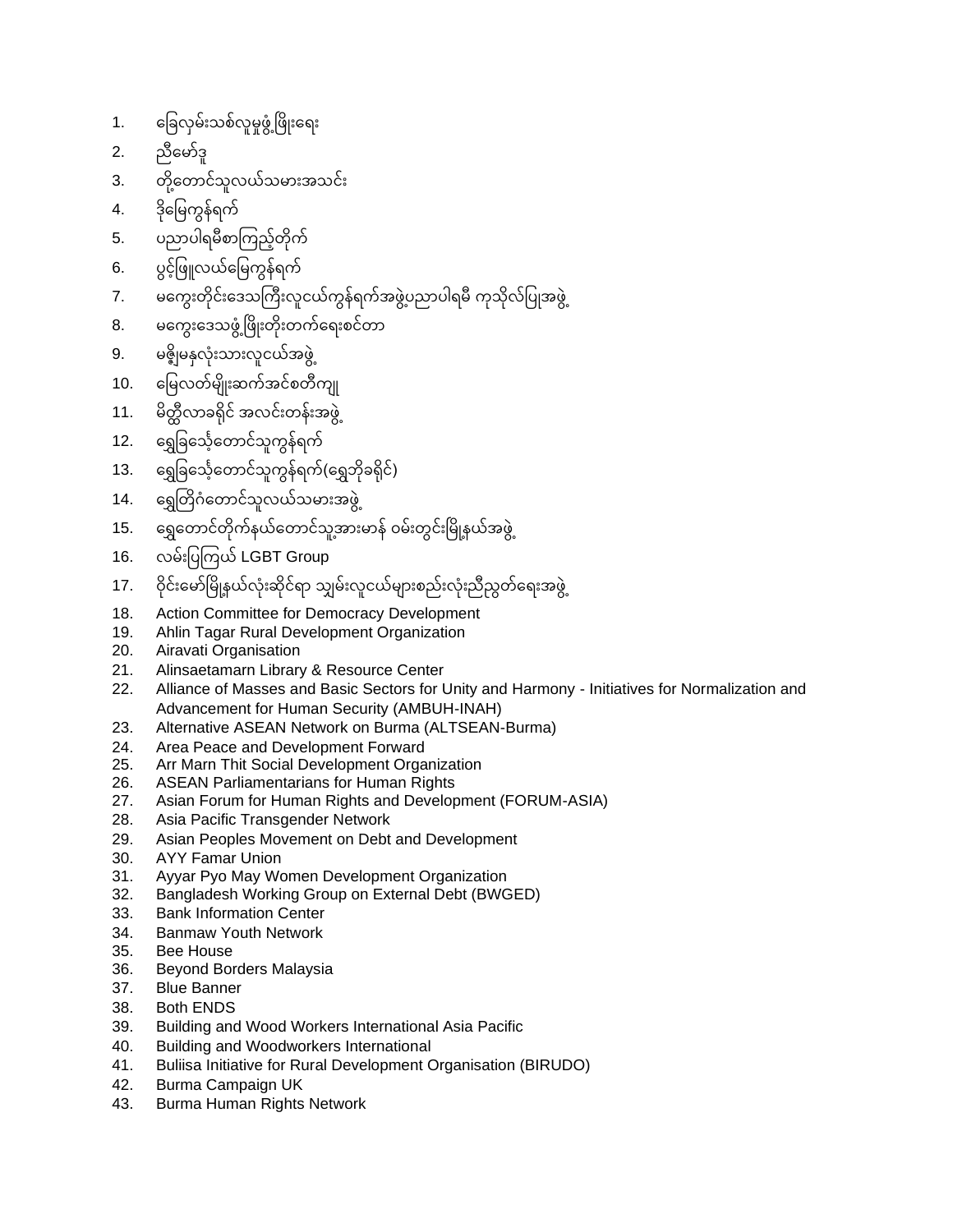1. ခြေလှမ်းသစ်လူမှုဖွံ့ဖြိုးရေး
2. ညီမော်ဒူ
3. တို့တောင်သူလယ်သမားအသင်း
4. ဒိုမြေကွန်ရက်
5. ပညာပါရမီစာကြည့်တိုက်
6. ပွင့်ဖြူလယ်မြေကွန်ရက်
7. မကွေးတိုင်းဒေသကြီးလူငယ်ကွန်ရက်အဖွဲ့ပညာပါရမီ ကုသိုလ်ပြုအဖွဲ့
8. မကွေးဒေသဖွံ့ဖြိုးတိုးတက်ရေးစင်တာ
9. မဇ္ဈိမနှလုံးသားလူငယ်အဖွဲ့
10. မြေလတ်မျိုးဆက်အင်စတီကျု
11. မိတ္ထီလာခရိုင် အလင်းတန်းအဖွဲ့
12. ရွှေခြသေ့်တောင်သူကွန်ရက်
13. ရွှေခြသေ့်တောင်သူကွန်ရက်(ရွှေဘိုခရိုင်)
14. ရွှေတြိဂံတောင်သူလယ်သမားအဖွဲ့
15. ရွှေတောင်တိုက်နယ်တောင်သူ့အားမာန် ဝမ်းတွင်းမြို့နယ်အဖွဲ့
16. လမ်းပြကြယ် LGBT Group
17. ဝိုင်းမော်မြို့နယ်လုံးဆိုင်ရာ သျှမ်းလူငယ်များစည်းလုံးညီညွတ်ရေးအဖွဲ့
18. Action Committee for Democracy Development
19. Ahlin Tagar Rural Development Organization
20. Airavati Organisation
21. Alinsaetamarn Library & Resource Center
22. Alliance of Masses and Basic Sectors for Unity and Harmony - Initiatives for Normalization and Advancement for Human Security (AMBUH-INAH)
23. Alternative ASEAN Network on Burma (ALTSEAN-Burma)
24. Area Peace and Development Forward
25. Arr Marn Thit Social Development Organization
26. ASEAN Parliamentarians for Human Rights
27. Asian Forum for Human Rights and Development (FORUM-ASIA)
28. Asia Pacific Transgender Network
29. Asian Peoples Movement on Debt and Development
30. AYY Famar Union
31. Ayyar Pyo May Women Development Organization
32. Bangladesh Working Group on External Debt (BWGED)
33. Bank Information Center
34. Banmaw Youth Network
35. Bee House
36. Beyond Borders Malaysia
37. Blue Banner
38. Both ENDS
39. Building and Wood Workers International Asia Pacific
40. Building and Woodworkers International
41. Buliisa Initiative for Rural Development Organisation (BIRUDO)
42. Burma Campaign UK
43. Burma Human Rights Network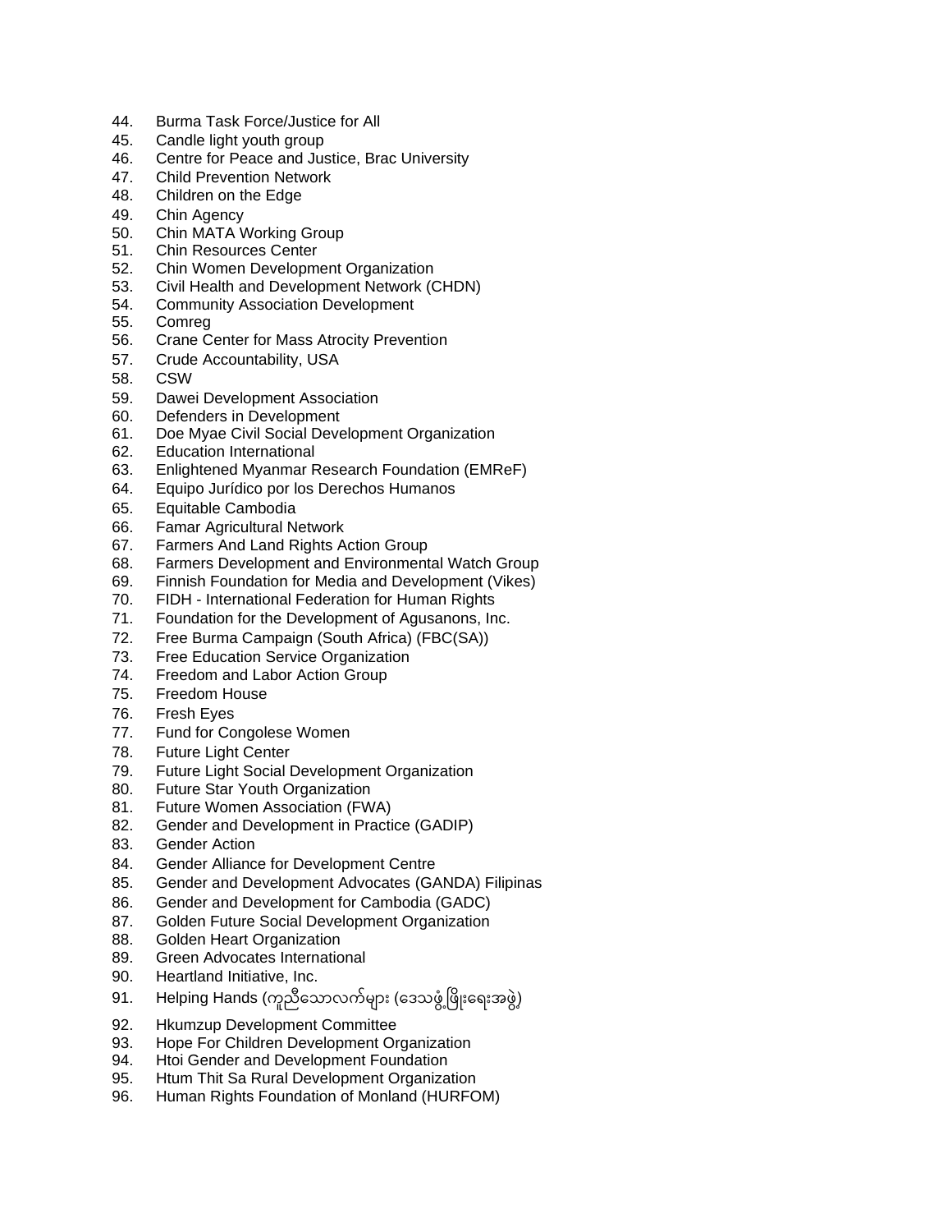44. Burma Task Force/Justice for All
45. Candle light youth group
46. Centre for Peace and Justice, Brac University
47. Child Prevention Network
48. Children on the Edge
49. Chin Agency
50. Chin MATA Working Group
51. Chin Resources Center
52. Chin Women Development Organization
53. Civil Health and Development Network (CHDN)
54. Community Association Development
55. Comreg
56. Crane Center for Mass Atrocity Prevention
57. Crude Accountability, USA
58. CSW
59. Dawei Development Association
60. Defenders in Development
61. Doe Myae Civil Social Development Organization
62. Education International
63. Enlightened Myanmar Research Foundation (EMReF)
64. Equipo Jurídico por los Derechos Humanos
65. Equitable Cambodia
66. Famar Agricultural Network
67. Farmers And Land Rights Action Group
68. Farmers Development and Environmental Watch Group
69. Finnish Foundation for Media and Development (Vikes)
70. FIDH - International Federation for Human Rights
71. Foundation for the Development of Agusanons, Inc.
72. Free Burma Campaign (South Africa) (FBC(SA))
73. Free Education Service Organization
74. Freedom and Labor Action Group
75. Freedom House
76. Fresh Eyes
77. Fund for Congolese Women
78. Future Light Center
79. Future Light Social Development Organization
80. Future Star Youth Organization
81. Future Women Association (FWA)
82. Gender and Development in Practice (GADIP)
83. Gender Action
84. Gender Alliance for Development Centre
85. Gender and Development Advocates (GANDA) Filipinas
86. Gender and Development for Cambodia (GADC)
87. Golden Future Social Development Organization
88. Golden Heart Organization
89. Green Advocates International
90. Heartland Initiative, Inc.
91. Helping Hands (ကူညီသောလက်များ (ဒေသဖွံ့ဖြိုးရေးအဖွဲ့)
92. Hkumzup Development Committee
93. Hope For Children Development Organization
94. Htoi Gender and Development Foundation
95. Htum Thit Sa Rural Development Organization
96. Human Rights Foundation of Monland (HURFOM)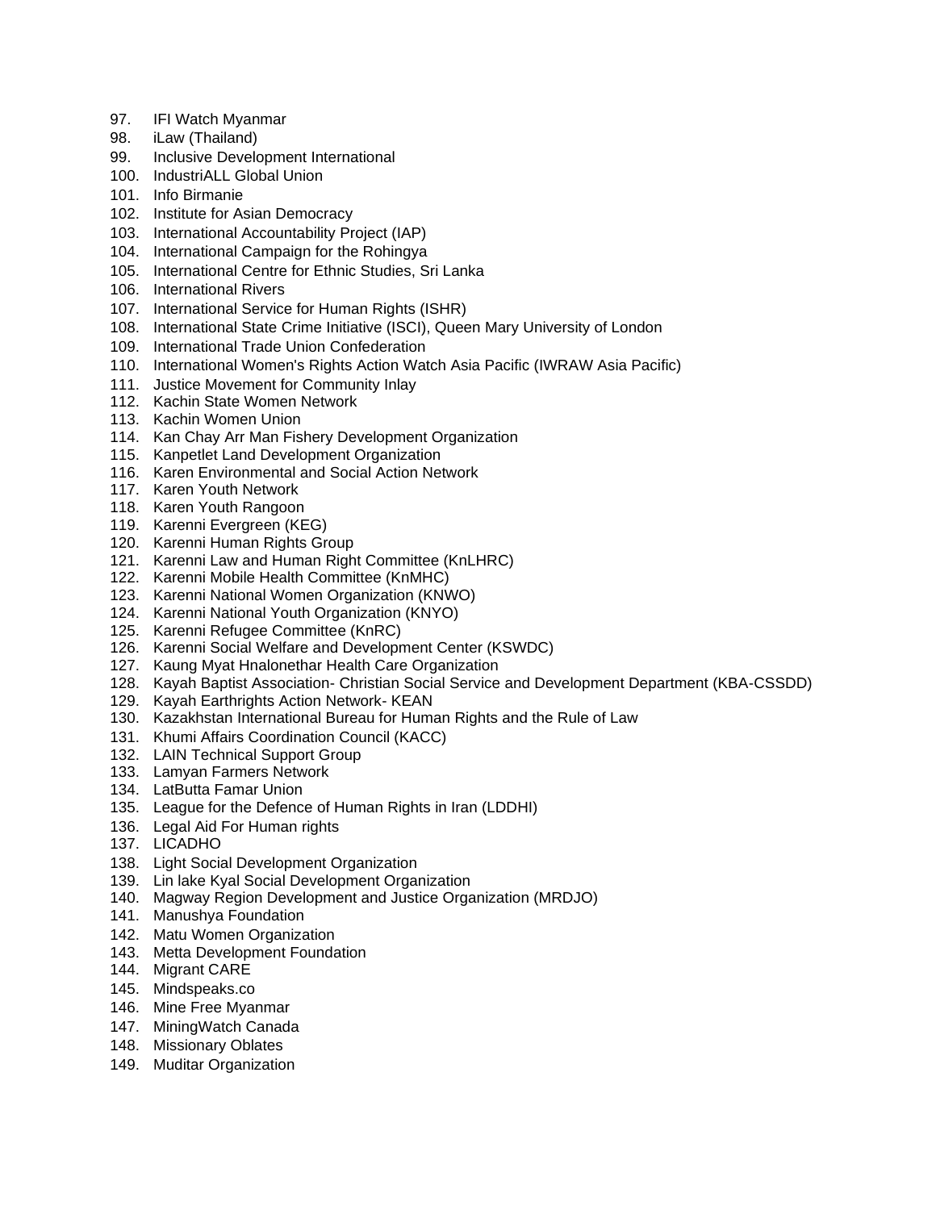97. IFI Watch Myanmar
98. iLaw (Thailand)
99. Inclusive Development International
100. IndustriALL Global Union
101. Info Birmanie
102. Institute for Asian Democracy
103. International Accountability Project (IAP)
104. International Campaign for the Rohingya
105. International Centre for Ethnic Studies, Sri Lanka
106. International Rivers
107. International Service for Human Rights (ISHR)
108. International State Crime Initiative (ISCI), Queen Mary University of London
109. International Trade Union Confederation
110. International Women's Rights Action Watch Asia Pacific (IWRAW Asia Pacific)
111. Justice Movement for Community Inlay
112. Kachin State Women Network
113. Kachin Women Union
114. Kan Chay Arr Man Fishery Development Organization
115. Kanpetlet Land Development Organization
116. Karen Environmental and Social Action Network
117. Karen Youth Network
118. Karen Youth Rangoon
119. Karenni Evergreen (KEG)
120. Karenni Human Rights Group
121. Karenni Law and Human Right Committee (KnLHRC)
122. Karenni Mobile Health Committee (KnMHC)
123. Karenni National Women Organization (KNWO)
124. Karenni National Youth Organization (KNYO)
125. Karenni Refugee Committee (KnRC)
126. Karenni Social Welfare and Development Center (KSWDC)
127. Kaung Myat Hnalonethar Health Care Organization
128. Kayah Baptist Association- Christian Social Service and Development Department (KBA-CSSDD)
129. Kayah Earthrights Action Network- KEAN
130. Kazakhstan International Bureau for Human Rights and the Rule of Law
131. Khumi Affairs Coordination Council (KACC)
132. LAIN Technical Support Group
133. Lamyan Farmers Network
134. LatButta Famar Union
135. League for the Defence of Human Rights in Iran (LDDHI)
136. Legal Aid For Human rights
137. LICADHO
138. Light Social Development Organization
139. Lin lake Kyal Social Development Organization
140. Magway Region Development and Justice Organization (MRDJO)
141. Manushya Foundation
142. Matu Women Organization
143. Metta Development Foundation
144. Migrant CARE
145. Mindspeaks.co
146. Mine Free Myanmar
147. MiningWatch Canada
148. Missionary Oblates
149. Muditar Organization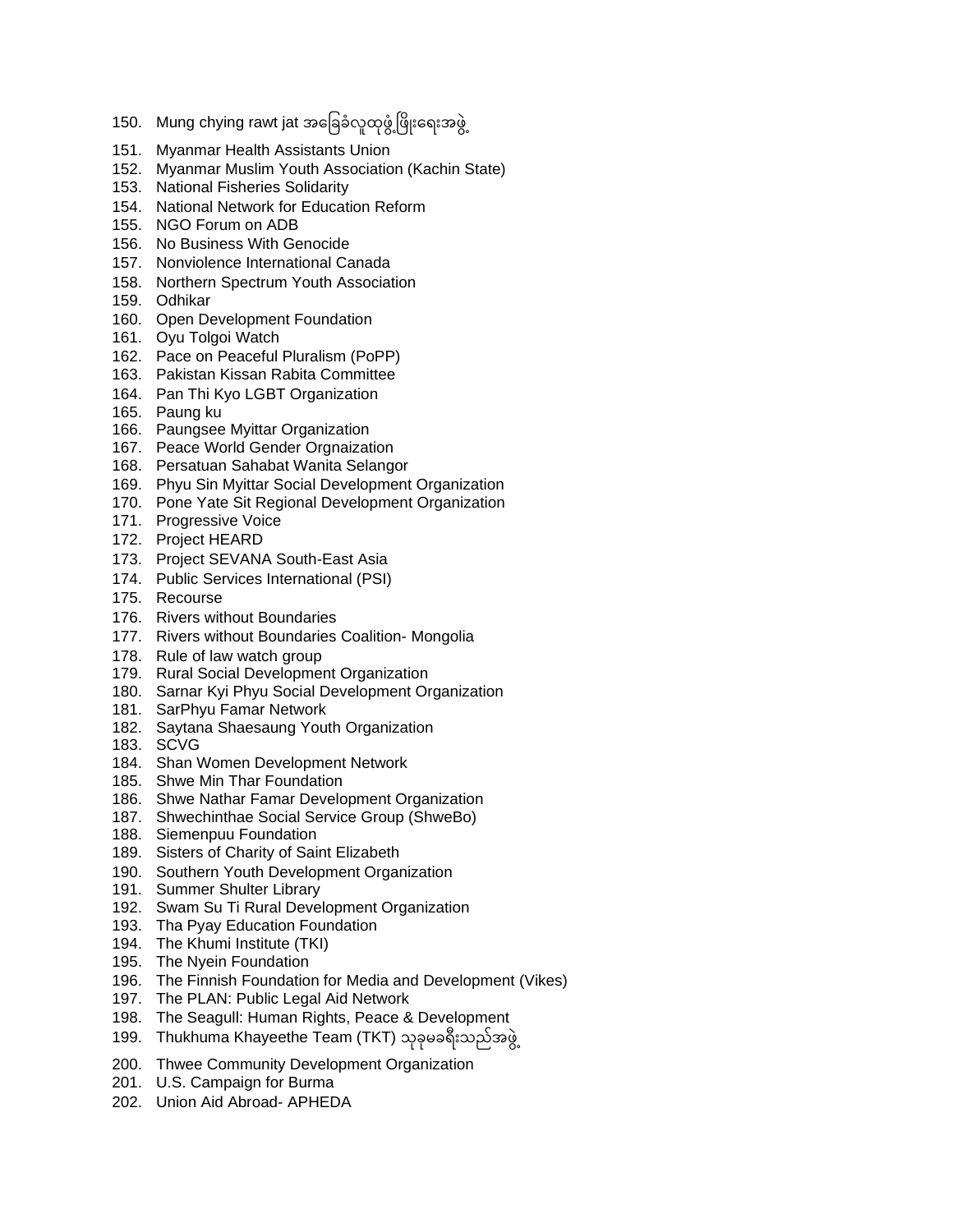150. Mung chying rawt jat အခြေခံလူထုဖွံ့ဖြိုးရေးအဖွဲ့
151. Myanmar Health Assistants Union
152. Myanmar Muslim Youth Association (Kachin State)
153. National Fisheries Solidarity
154. National Network for Education Reform
155. NGO Forum on ADB
156. No Business With Genocide
157. Nonviolence International Canada
158. Northern Spectrum Youth Association
159. Odhikar
160. Open Development Foundation
161. Oyu Tolgoi Watch
162. Pace on Peaceful Pluralism (PoPP)
163. Pakistan Kissan Rabita Committee
164. Pan Thi Kyo LGBT Organization
165. Paung ku
166. Paungsee Myittar Organization
167. Peace World Gender Orgnaization
168. Persatuan Sahabat Wanita Selangor
169. Phyu Sin Myittar Social Development Organization
170. Pone Yate Sit Regional Development Organization
171. Progressive Voice
172. Project HEARD
173. Project SEVANA South-East Asia
174. Public Services International (PSI)
175. Recourse
176. Rivers without Boundaries
177. Rivers without Boundaries Coalition- Mongolia
178. Rule of law watch group
179. Rural Social Development Organization
180. Sarnar Kyi Phyu Social Development Organization
181. SarPhyu Famar Network
182. Saytana Shaesaung Youth Organization
183. SCVG
184. Shan Women Development Network
185. Shwe Min Thar Foundation
186. Shwe Nathar Famar Development Organization
187. Shwechinthae Social Service Group (ShweBo)
188. Siemenpuu Foundation
189. Sisters of Charity of Saint Elizabeth
190. Southern Youth Development Organization
191. Summer Shulter Library
192. Swam Su Ti Rural Development Organization
193. Tha Pyay Education Foundation
194. The Khumi Institute (TKI)
195. The Nyein Foundation
196. The Finnish Foundation for Media and Development (Vikes)
197. The PLAN: Public Legal Aid Network
198. The Seagull: Human Rights, Peace & Development
199. Thukhuma Khayeethe Team (TKT) သုခုမခရီးသည်အဖွဲ့
200. Thwee Community Development Organization
201. U.S. Campaign for Burma
202. Union Aid Abroad- APHEDA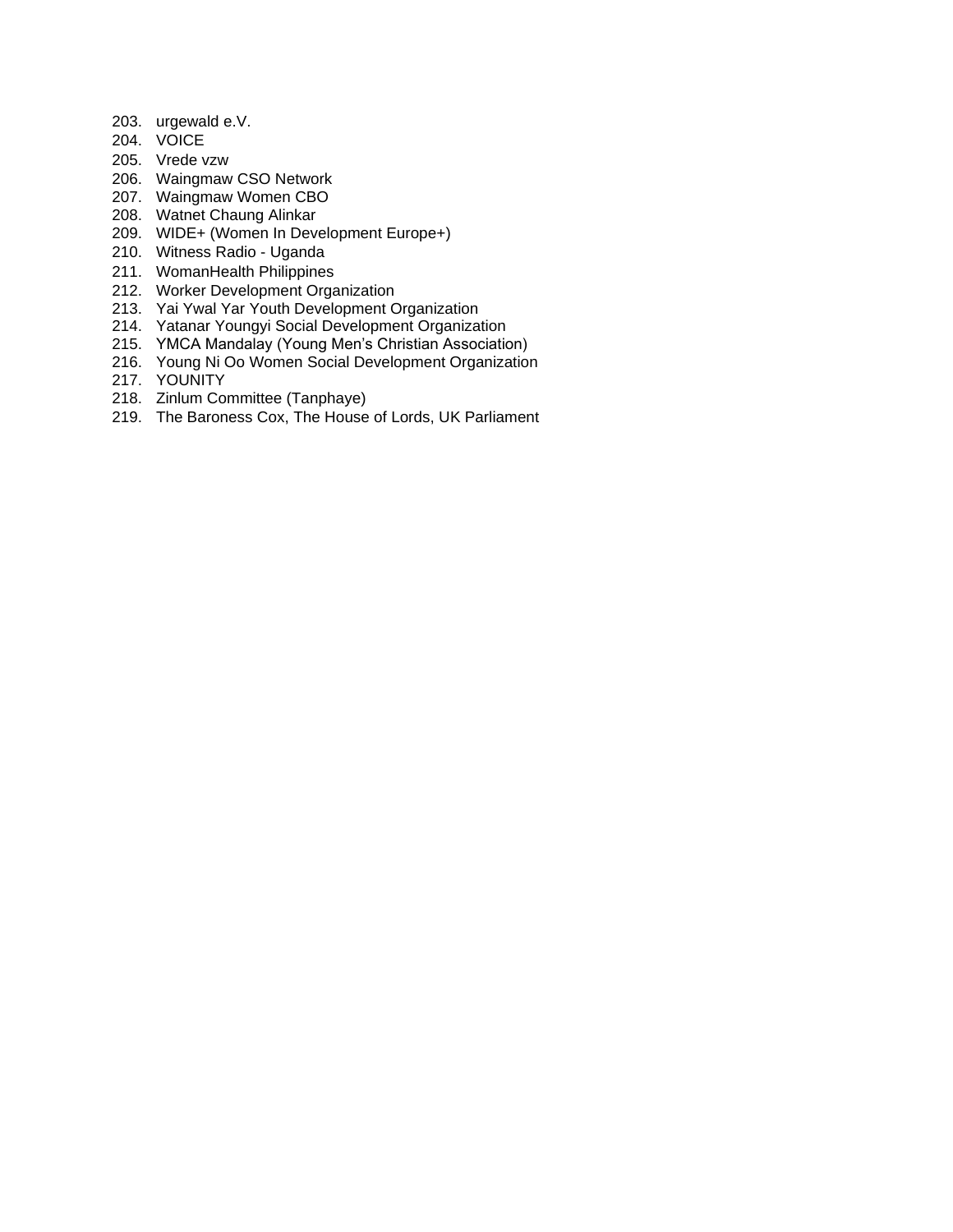203. urgewald e.V.
204. VOICE
205. Vrede vzw
206. Waingmaw CSO Network
207. Waingmaw Women CBO
208. Watnet Chaung Alinkar
209. WIDE+ (Women In Development Europe+)
210. Witness Radio - Uganda
211. WomanHealth Philippines
212. Worker Development Organization
213. Yai Ywal Yar Youth Development Organization
214. Yatanar Youngyi Social Development Organization
215. YMCA Mandalay (Young Men's Christian Association)
216. Young Ni Oo Women Social Development Organization
217. YOUNITY
218. Zinlum Committee (Tanphaye)
219. The Baroness Cox, The House of Lords, UK Parliament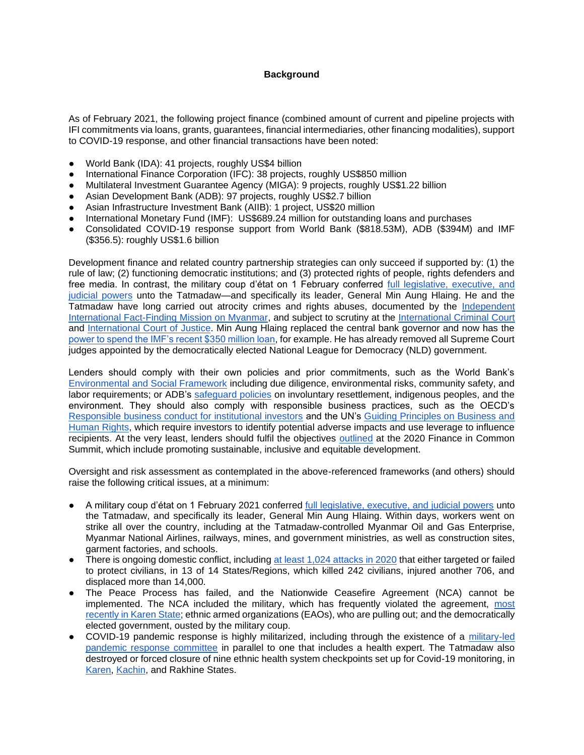## Background

As of February 2021, the following project finance (combined amount of current and pipeline projects with IFI commitments via loans, grants, guarantees, financial intermediaries, other financing modalities), support to COVID-19 response, and other financial transactions have been noted:

- World Bank (IDA): 41 projects, roughly US$4 billion
- International Finance Corporation (IFC): 38 projects, roughly US$850 million
- Multilateral Investment Guarantee Agency (MIGA): 9 projects, roughly US$1.22 billion
- Asian Development Bank (ADB): 97 projects, roughly US$2.7 billion
- Asian Infrastructure Investment Bank (AIIB): 1 project, US$20 million
- International Monetary Fund (IMF): US$689.24 million for outstanding loans and purchases
- Consolidated COVID-19 response support from World Bank ($818.53M), ADB ($394M) and IMF ($356.5): roughly US$1.6 billion

Development finance and related country partnership strategies can only succeed if supported by: (1) the rule of law; (2) functioning democratic institutions; and (3) protected rights of people, rights defenders and free media. In contrast, the military coup d'état on 1 February conferred full legislative, executive, and judicial powers unto the Tatmadaw—and specifically its leader, General Min Aung Hlaing. He and the Tatmadaw have long carried out atrocity crimes and rights abuses, documented by the Independent International Fact-Finding Mission on Myanmar, and subject to scrutiny at the International Criminal Court and International Court of Justice. Min Aung Hlaing replaced the central bank governor and now has the power to spend the IMF's recent $350 million loan, for example. He has already removed all Supreme Court judges appointed by the democratically elected National League for Democracy (NLD) government.

Lenders should comply with their own policies and prior commitments, such as the World Bank's Environmental and Social Framework including due diligence, environmental risks, community safety, and labor requirements; or ADB's safeguard policies on involuntary resettlement, indigenous peoples, and the environment. They should also comply with responsible business practices, such as the OECD's Responsible business conduct for institutional investors and the UN's Guiding Principles on Business and Human Rights, which require investors to identify potential adverse impacts and use leverage to influence recipients. At the very least, lenders should fulfil the objectives outlined at the 2020 Finance in Common Summit, which include promoting sustainable, inclusive and equitable development.

Oversight and risk assessment as contemplated in the above-referenced frameworks (and others) should raise the following critical issues, at a minimum:

- A military coup d'état on 1 February 2021 conferred full legislative, executive, and judicial powers unto the Tatmadaw, and specifically its leader, General Min Aung Hlaing. Within days, workers went on strike all over the country, including at the Tatmadaw-controlled Myanmar Oil and Gas Enterprise, Myanmar National Airlines, railways, mines, and government ministries, as well as construction sites, garment factories, and schools.
- There is ongoing domestic conflict, including at least 1,024 attacks in 2020 that either targeted or failed to protect civilians, in 13 of 14 States/Regions, which killed 242 civilians, injured another 706, and displaced more than 14,000.
- The Peace Process has failed, and the Nationwide Ceasefire Agreement (NCA) cannot be implemented. The NCA included the military, which has frequently violated the agreement, most recently in Karen State; ethnic armed organizations (EAOs), who are pulling out; and the democratically elected government, ousted by the military coup.
- COVID-19 pandemic response is highly militarized, including through the existence of a military-led pandemic response committee in parallel to one that includes a health expert. The Tatmadaw also destroyed or forced closure of nine ethnic health system checkpoints set up for Covid-19 monitoring, in Karen, Kachin, and Rakhine States.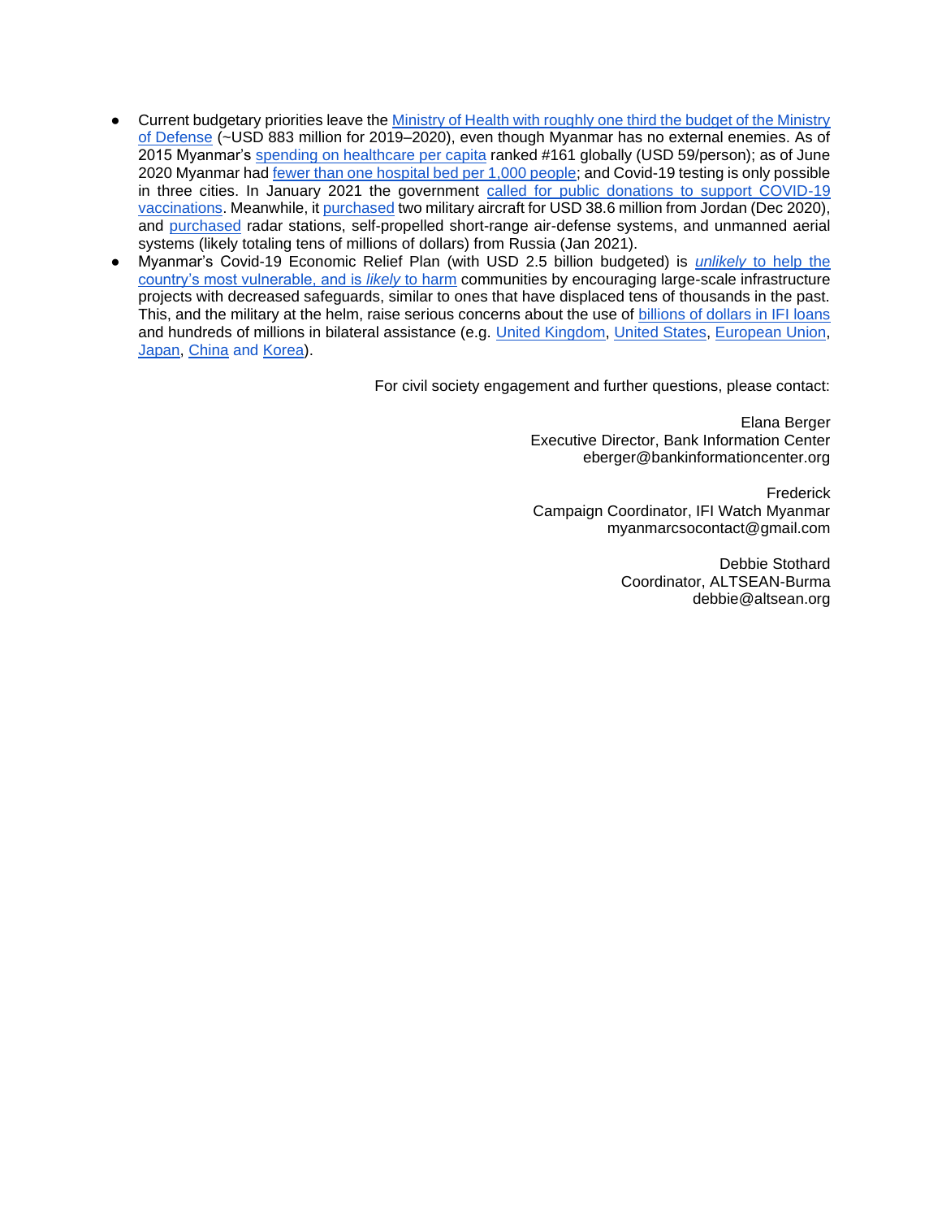- Current budgetary priorities leave the Ministry of Health with roughly one third the budget of the Ministry of Defense (~USD 883 million for 2019–2020), even though Myanmar has no external enemies. As of 2015 Myanmar's spending on healthcare per capita ranked #161 globally (USD 59/person); as of June 2020 Myanmar had fewer than one hospital bed per 1,000 people; and Covid-19 testing is only possible in three cities. In January 2021 the government called for public donations to support COVID-19 vaccinations. Meanwhile, it purchased two military aircraft for USD 38.6 million from Jordan (Dec 2020), and purchased radar stations, self-propelled short-range air-defense systems, and unmanned aerial systems (likely totaling tens of millions of dollars) from Russia (Jan 2021).
- Myanmar's Covid-19 Economic Relief Plan (with USD 2.5 billion budgeted) is *unlikely* to help the country's most vulnerable, and is *likely* to harm communities by encouraging large-scale infrastructure projects with decreased safeguards, similar to ones that have displaced tens of thousands in the past. This, and the military at the helm, raise serious concerns about the use of billions of dollars in IFI loans and hundreds of millions in bilateral assistance (e.g. United Kingdom, United States, European Union, Japan, China and Korea).

For civil society engagement and further questions, please contact:

Elana Berger
Executive Director, Bank Information Center
eberger@bankinformationcenter.org

Frederick
Campaign Coordinator, IFI Watch Myanmar
myanmarcsocontact@gmail.com

Debbie Stothard
Coordinator, ALTSEAN-Burma
debbie@altsean.org